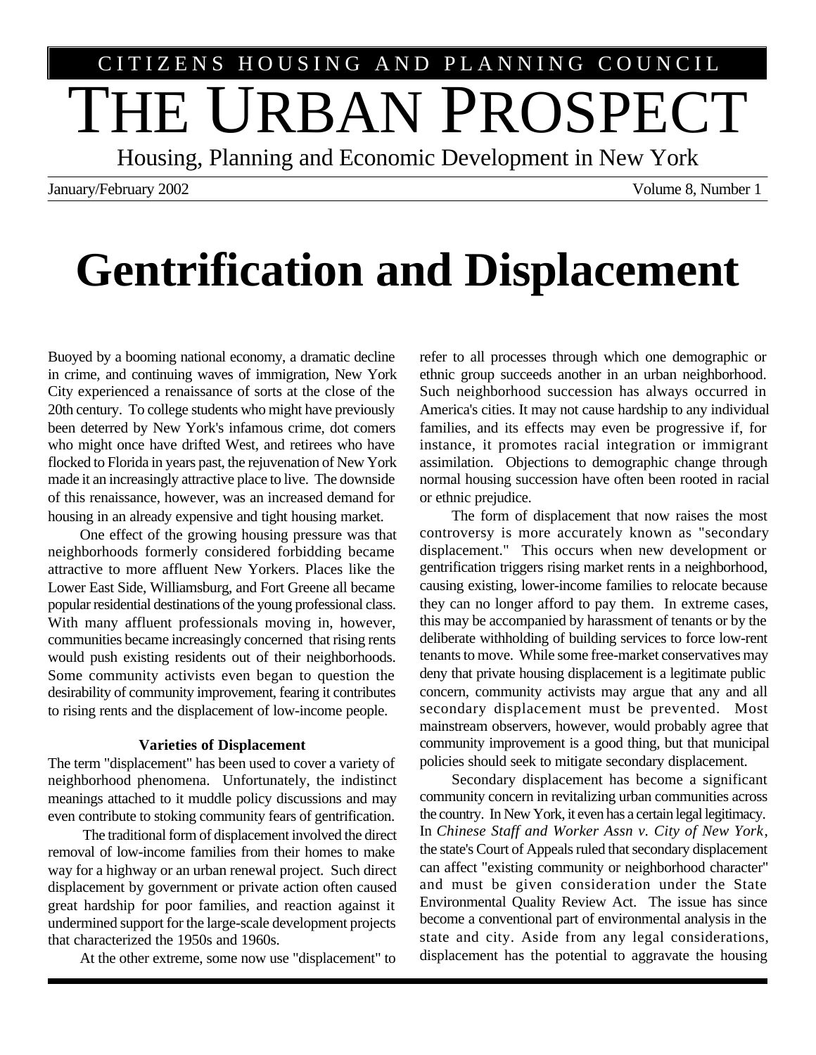CITIZENS HOUSING AND PLANNING COUNCIL

# THE URBAN PROSPECT

Housing, Planning and Economic Development in New York

January/February 2002 Volume 8, Number 1

# Gentrification and Displacement

Buoyed by a booming national economy, a dramatic decline in crime, and continuing waves of immigration, New York City experienced a renaissance of sorts at the close of the 20th century. To college students who might have previously been deterred by New York's infamous crime, dot comers who might once have drifted West, and retirees who have flocked to Florida in years past, the rejuvenation of New York made it an increasingly attractive place to live. The downside of this renaissance, however, was an increased demand for housing in an already expensive and tight housing market.

One effect of the growing housing pressure was that neighborhoods formerly considered forbidding became attractive to more affluent New Yorkers. Places like the Lower East Side, Williamsburg, and Fort Greene all became popular residential destinations of the young professional class. With many affluent professionals moving in, however, communities became increasingly concerned that rising rents would push existing residents out of their neighborhoods. Some community activists even began to question the desirability of community improvement, fearing it contributes to rising rents and the displacement of low-income people.

### Varieties of Displacement

The term "displacement" has been used to cover a variety of neighborhood phenomena. Unfortunately, the indistinct meanings attached to it muddle policy discussions and may even contribute to stoking community fears of gentrification.

The traditional form of displacement involved the direct removal of low-income families from their homes to make way for a highway or an urban renewal project. Such direct displacement by government or private action often caused great hardship for poor families, and reaction against it undermined support for the large-scale development projects that characterized the 1950s and 1960s.

At the other extreme, some now use "displacement" to refer to all processes through which one demographic or ethnic group succeeds another in an urban neighborhood. Such neighborhood succession has always occurred in America's cities. It may not cause hardship to any individual families, and its effects may even be progressive if, for instance, it promotes racial integration or immigrant assimilation. Objections to demographic change through normal housing succession have often been rooted in racial or ethnic prejudice.

The form of displacement that now raises the most controversy is more accurately known as "secondary displacement." This occurs when new development or gentrification triggers rising market rents in a neighborhood, causing existing, lower-income families to relocate because they can no longer afford to pay them. In extreme cases, this may be accompanied by harassment of tenants or by the deliberate withholding of building services to force low-rent tenants to move. While some free-market conservatives may deny that private housing displacement is a legitimate public concern, community activists may argue that any and all secondary displacement must be prevented. Most mainstream observers, however, would probably agree that community improvement is a good thing, but that municipal policies should seek to mitigate secondary displacement.

Secondary displacement has become a significant community concern in revitalizing urban communities across the country. In New York, it even has a certain legal legitimacy. In *Chinese Staff and Worker Assn v. City of New York*, the state's Court of Appeals ruled that secondary displacement can affect "existing community or neighborhood character" and must be given consideration under the State Environmental Quality Review Act. The issue has since become a conventional part of environmental analysis in the state and city. Aside from any legal considerations, displacement has the potential to aggravate the housing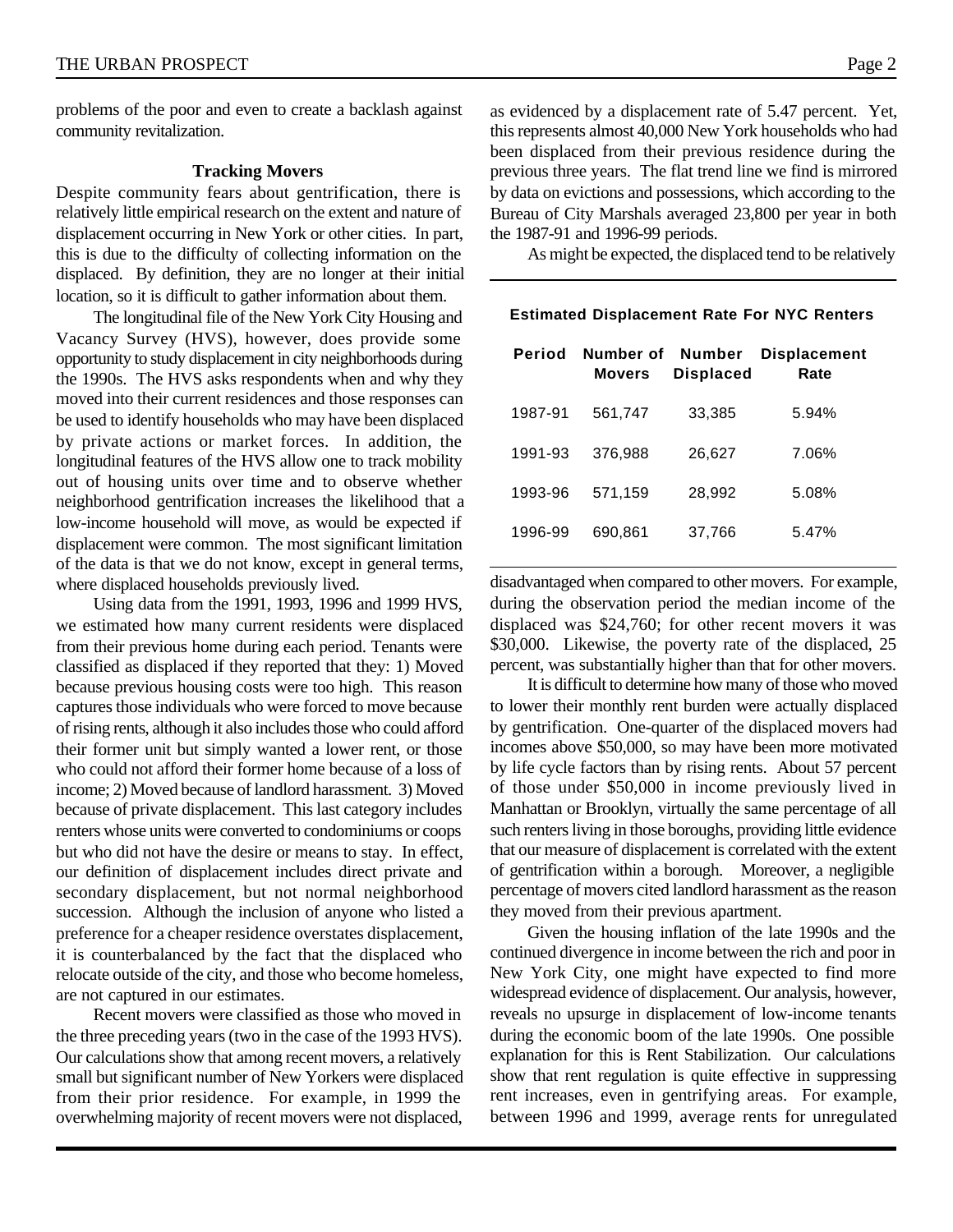problems of the poor and even to create a backlash against community revitalization.

### Tracking Movers

Despite community fears about gentrification, there is relatively little empirical research on the extent and nature of displacement occurring in New York or other cities. In part, this is due to the difficulty of collecting information on the displaced. By definition, they are no longer at their initial location, so it is difficult to gather information about them.

The longitudinal file of the New York City Housing and Vacancy Survey (HVS), however, does provide some opportunity to study displacement in city neighborhoods during the 1990s. The HVS asks respondents when and why they moved into their current residences and those responses can be used to identify households who may have been displaced by private actions or market forces. In addition, the longitudinal features of the HVS allow one to track mobility out of housing units over time and to observe whether neighborhood gentrification increases the likelihood that a low-income household will move, as would be expected if displacement were common. The most significant limitation of the data is that we do not know, except in general terms, where displaced households previously lived.

Using data from the 1991, 1993, 1996 and 1999 HVS, we estimated how many current residents were displaced from their previous home during each period. Tenants were classified as displaced if they reported that they: 1) Moved because previous housing costs were too high. This reason captures those individuals who were forced to move because of rising rents, although it also includes those who could afford their former unit but simply wanted a lower rent, or those who could not afford their former home because of a loss of income; 2) Moved because of landlord harassment. 3) Moved because of private displacement. This last category includes renters whose units were converted to condominiums or coops but who did not have the desire or means to stay. In effect, our definition of displacement includes direct private and secondary displacement, but not normal neighborhood succession. Although the inclusion of anyone who listed a preference for a cheaper residence overstates displacement, it is counterbalanced by the fact that the displaced who relocate outside of the city, and those who become homeless, are not captured in our estimates.

Recent movers were classified as those who moved in the three preceding years (two in the case of the 1993 HVS). Our calculations show that among recent movers, a relatively small but significant number of New Yorkers were displaced from their prior residence. For example, in 1999 the overwhelming majority of recent movers were not displaced, as evidenced by a displacement rate of 5.47 percent. Yet, this represents almost 40,000 New York households who had been displaced from their previous residence during the previous three years. The flat trend line we find is mirrored by data on evictions and possessions, which according to the Bureau of City Marshals averaged 23,800 per year in both the 1987-91 and 1996-99 periods.

As might be expected, the displaced tend to be relatively disadvantaged when compared to other movers. For example, during the observation period the median income of the displaced was $24,760; for other recent movers it was $30,000. Likewise, the poverty rate of the displaced, 25 percent, was substantially higher than that for other movers.

**Estimated Displacement Rate For NYC Renters**

| Period | Number of Movers | Number Displaced | Displacement Rate |
|---|---|---|---|
| 1987-91 | 561,747 | 33,385 | 5.94% |
| 1991-93 | 376,988 | 26,627 | 7.06% |
| 1993-96 | 571,159 | 28,992 | 5.08% |
| 1996-99 | 690,861 | 37,766 | 5.47% |

It is difficult to determine how many of those who moved to lower their monthly rent burden were actually displaced by gentrification. One-quarter of the displaced movers had incomes above $50,000, so may have been more motivated by life cycle factors than by rising rents. About 57 percent of those under $50,000 in income previously lived in Manhattan or Brooklyn, virtually the same percentage of all such renters living in those boroughs, providing little evidence that our measure of displacement is correlated with the extent of gentrification within a borough. Moreover, a negligible percentage of movers cited landlord harassment as the reason they moved from their previous apartment.

Given the housing inflation of the late 1990s and the continued divergence in income between the rich and poor in New York City, one might have expected to find more widespread evidence of displacement. Our analysis, however, reveals no upsurge in displacement of low-income tenants during the economic boom of the late 1990s. One possible explanation for this is Rent Stabilization. Our calculations show that rent regulation is quite effective in suppressing rent increases, even in gentrifying areas. For example, between 1996 and 1999, average rents for unregulated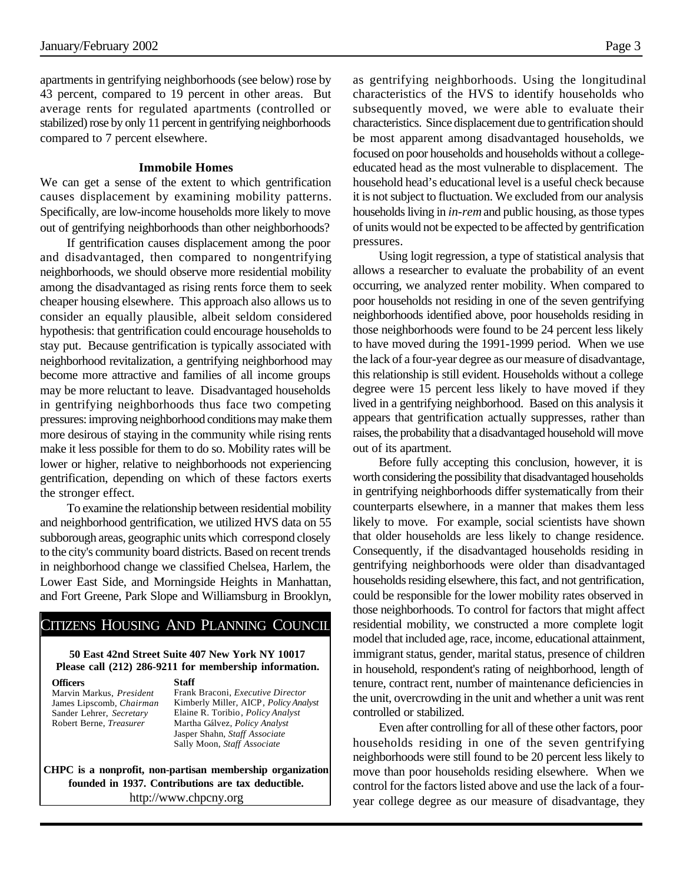apartments in gentrifying neighborhoods (see below) rose by 43 percent, compared to 19 percent in other areas. But average rents for regulated apartments (controlled or stabilized) rose by only 11 percent in gentrifying neighborhoods compared to 7 percent elsewhere.

### Immobile Homes

We can get a sense of the extent to which gentrification causes displacement by examining mobility patterns. Specifically, are low-income households more likely to move out of gentrifying neighborhoods than other neighborhoods?

If gentrification causes displacement among the poor and disadvantaged, then compared to nongentrifying neighborhoods, we should observe more residential mobility among the disadvantaged as rising rents force them to seek cheaper housing elsewhere. This approach also allows us to consider an equally plausible, albeit seldom considered hypothesis: that gentrification could encourage households to stay put. Because gentrification is typically associated with neighborhood revitalization, a gentrifying neighborhood may become more attractive and families of all income groups may be more reluctant to leave. Disadvantaged households in gentrifying neighborhoods thus face two competing pressures: improving neighborhood conditions may make them more desirous of staying in the community while rising rents make it less possible for them to do so. Mobility rates will be lower or higher, relative to neighborhoods not experiencing gentrification, depending on which of these factors exerts the stronger effect.

To examine the relationship between residential mobility and neighborhood gentrification, we utilized HVS data on 55 subborough areas, geographic units which correspond closely to the city's community board districts. Based on recent trends in neighborhood change we classified Chelsea, Harlem, the Lower East Side, and Morningside Heights in Manhattan, and Fort Greene, Park Slope and Williamsburg in Brooklyn, as gentrifying neighborhoods. Using the longitudinal characteristics of the HVS to identify households who subsequently moved, we were able to evaluate their characteristics. Since displacement due to gentrification should be most apparent among disadvantaged households, we focused on poor households and households without a college-educated head as the most vulnerable to displacement. The household head's educational level is a useful check because it is not subject to fluctuation. We excluded from our analysis households living in *in-rem* and public housing, as those types of units would not be expected to be affected by gentrification pressures.

Using logit regression, a type of statistical analysis that allows a researcher to evaluate the probability of an event occurring, we analyzed renter mobility. When compared to poor households not residing in one of the seven gentrifying neighborhoods identified above, poor households residing in those neighborhoods were found to be 24 percent less likely to have moved during the 1991-1999 period. When we use the lack of a four-year degree as our measure of disadvantage, this relationship is still evident. Households without a college degree were 15 percent less likely to have moved if they lived in a gentrifying neighborhood. Based on this analysis it appears that gentrification actually suppresses, rather than raises, the probability that a disadvantaged household will move out of its apartment.

Before fully accepting this conclusion, however, it is worth considering the possibility that disadvantaged households in gentrifying neighborhoods differ systematically from their counterparts elsewhere, in a manner that makes them less likely to move. For example, social scientists have shown that older households are less likely to change residence. Consequently, if the disadvantaged households residing in gentrifying neighborhoods were older than disadvantaged households residing elsewhere, this fact, and not gentrification, could be responsible for the lower mobility rates observed in those neighborhoods. To control for factors that might affect residential mobility, we constructed a more complete logit model that included age, race, income, educational attainment, immigrant status, gender, marital status, presence of children in household, respondent's rating of neighborhood, length of tenure, contract rent, number of maintenance deficiencies in the unit, overcrowding in the unit and whether a unit was rent controlled or stabilized.

Even after controlling for all of these other factors, poor households residing in one of the seven gentrifying neighborhoods were still found to be 20 percent less likely to move than poor households residing elsewhere. When we control for the factors listed above and use the lack of a four-year college degree as our measure of disadvantage, they

---

**CITIZENS HOUSING AND PLANNING COUNCIL**

**50 East 42nd Street Suite 407 New York NY 10017**
**Please call (212) 286-9211 for membership information.**

| **Officers** | **Staff** |
|---|---|
| Marvin Markus, *President* | Frank Braconi, *Executive Director* |
| James Lipscomb, *Chairman* | Kimberly Miller, AICP, *Policy Analyst* |
| Sander Lehrer, *Secretary* | Elaine R. Toribio, *Policy Analyst* |
| Robert Berne, *Treasurer* | Martha Gálvez, *Policy Analyst* |
| | Jasper Shahn, *Staff Associate* |
| | Sally Moon, *Staff Associate* |

**CHPC is a nonprofit, non-partisan membership organization founded in 1937. Contributions are tax deductible.**
http://www.chpcny.org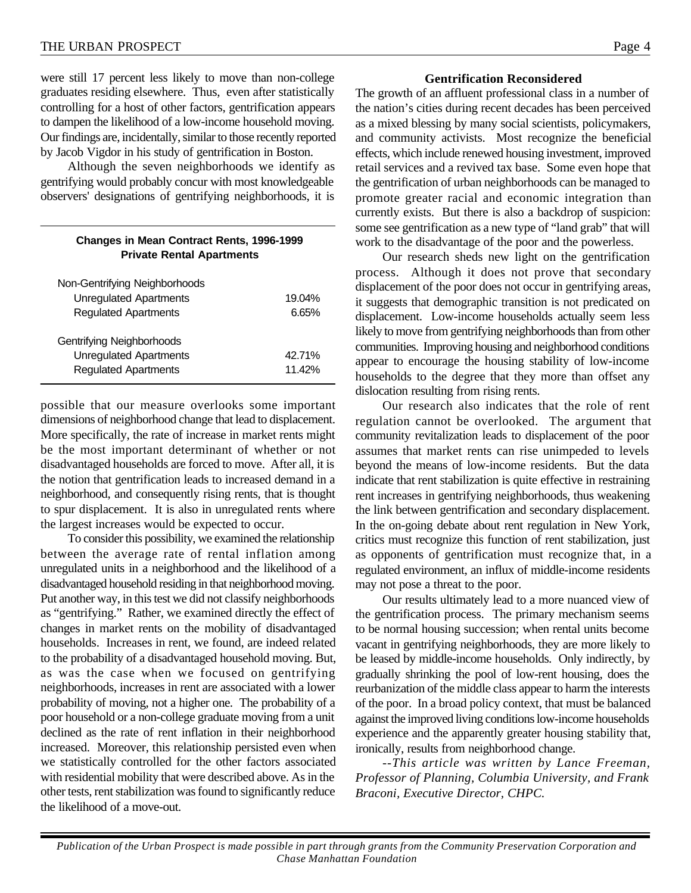were still 17 percent less likely to move than non-college graduates residing elsewhere. Thus, even after statistically controlling for a host of other factors, gentrification appears to dampen the likelihood of a low-income household moving. Our findings are, incidentally, similar to those recently reported by Jacob Vigdor in his study of gentrification in Boston.

Although the seven neighborhoods we identify as gentrifying would probably concur with most knowledgeable observers' designations of gentrifying neighborhoods, it is possible that our measure overlooks some important dimensions of neighborhood change that lead to displacement. More specifically, the rate of increase in market rents might be the most important determinant of whether or not disadvantaged households are forced to move. After all, it is the notion that gentrification leads to increased demand in a neighborhood, and consequently rising rents, that is thought to spur displacement. It is also in unregulated rents where the largest increases would be expected to occur.

**Changes in Mean Contract Rents, 1996-1999**
**Private Rental Apartments**

| | |
|---|---|
| Non-Gentrifying Neighborhoods | |
| Unregulated Apartments | 19.04% |
| Regulated Apartments | 6.65% |
| Gentrifying Neighborhoods | |
| Unregulated Apartments | 42.71% |
| Regulated Apartments | 11.42% |

To consider this possibility, we examined the relationship between the average rate of rental inflation among unregulated units in a neighborhood and the likelihood of a disadvantaged household residing in that neighborhood moving. Put another way, in this test we did not classify neighborhoods as "gentrifying." Rather, we examined directly the effect of changes in market rents on the mobility of disadvantaged households. Increases in rent, we found, are indeed related to the probability of a disadvantaged household moving. But, as was the case when we focused on gentrifying neighborhoods, increases in rent are associated with a lower probability of moving, not a higher one. The probability of a poor household or a non-college graduate moving from a unit declined as the rate of rent inflation in their neighborhood increased. Moreover, this relationship persisted even when we statistically controlled for the other factors associated with residential mobility that were described above. As in the other tests, rent stabilization was found to significantly reduce the likelihood of a move-out.

### Gentrification Reconsidered

The growth of an affluent professional class in a number of the nation's cities during recent decades has been perceived as a mixed blessing by many social scientists, policymakers, and community activists. Most recognize the beneficial effects, which include renewed housing investment, improved retail services and a revived tax base. Some even hope that the gentrification of urban neighborhoods can be managed to promote greater racial and economic integration than currently exists. But there is also a backdrop of suspicion: some see gentrification as a new type of "land grab" that will work to the disadvantage of the poor and the powerless.

Our research sheds new light on the gentrification process. Although it does not prove that secondary displacement of the poor does not occur in gentrifying areas, it suggests that demographic transition is not predicated on displacement. Low-income households actually seem less likely to move from gentrifying neighborhoods than from other communities. Improving housing and neighborhood conditions appear to encourage the housing stability of low-income households to the degree that they more than offset any dislocation resulting from rising rents.

Our research also indicates that the role of rent regulation cannot be overlooked. The argument that community revitalization leads to displacement of the poor assumes that market rents can rise unimpeded to levels beyond the means of low-income residents. But the data indicate that rent stabilization is quite effective in restraining rent increases in gentrifying neighborhoods, thus weakening the link between gentrification and secondary displacement. In the on-going debate about rent regulation in New York, critics must recognize this function of rent stabilization, just as opponents of gentrification must recognize that, in a regulated environment, an influx of middle-income residents may not pose a threat to the poor.

Our results ultimately lead to a more nuanced view of the gentrification process. The primary mechanism seems to be normal housing succession; when rental units become vacant in gentrifying neighborhoods, they are more likely to be leased by middle-income households. Only indirectly, by gradually shrinking the pool of low-rent housing, does the reurbanization of the middle class appear to harm the interests of the poor. In a broad policy context, that must be balanced against the improved living conditions low-income households experience and the apparently greater housing stability that, ironically, results from neighborhood change.

*--This article was written by Lance Freeman, Professor of Planning, Columbia University, and Frank Braconi, Executive Director, CHPC.*

*Publication of the Urban Prospect is made possible in part through grants from the Community Preservation Corporation and Chase Manhattan Foundation*